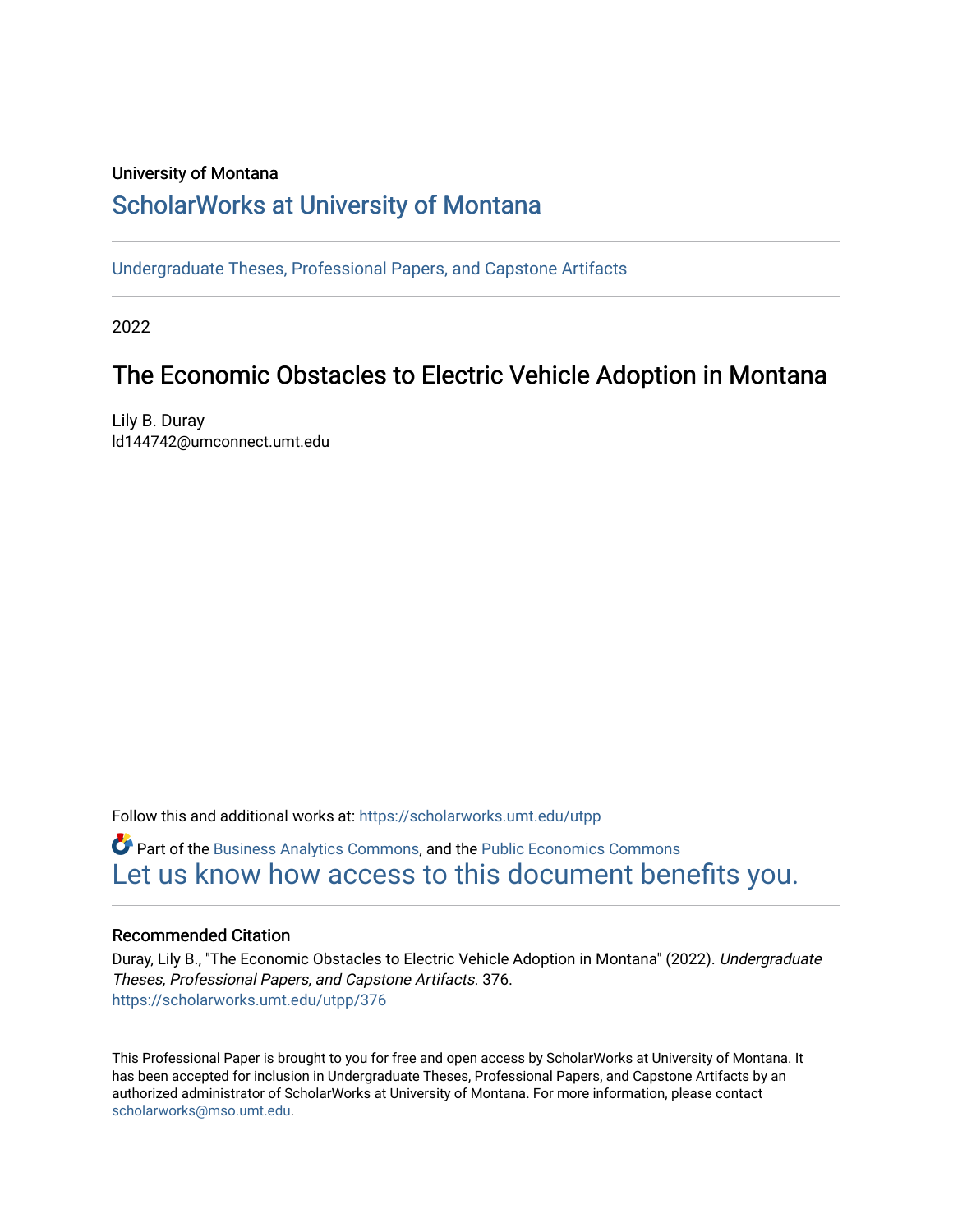University of Montana

# ScholarWorks at University of Montana

Undergraduate Theses, Professional Papers, and Capstone Artifacts

2022

## The Economic Obstacles to Electric Vehicle Adoption in Montana

Lily B. Duray
ld144742@umconnect.umt.edu

Follow this and additional works at: https://scholarworks.umt.edu/utpp

Part of the Business Analytics Commons, and the Public Economics Commons
Let us know how access to this document benefits you.

### Recommended Citation

Duray, Lily B., "The Economic Obstacles to Electric Vehicle Adoption in Montana" (2022). *Undergraduate Theses, Professional Papers, and Capstone Artifacts*. 376.
https://scholarworks.umt.edu/utpp/376

This Professional Paper is brought to you for free and open access by ScholarWorks at University of Montana. It has been accepted for inclusion in Undergraduate Theses, Professional Papers, and Capstone Artifacts by an authorized administrator of ScholarWorks at University of Montana. For more information, please contact scholarworks@mso.umt.edu.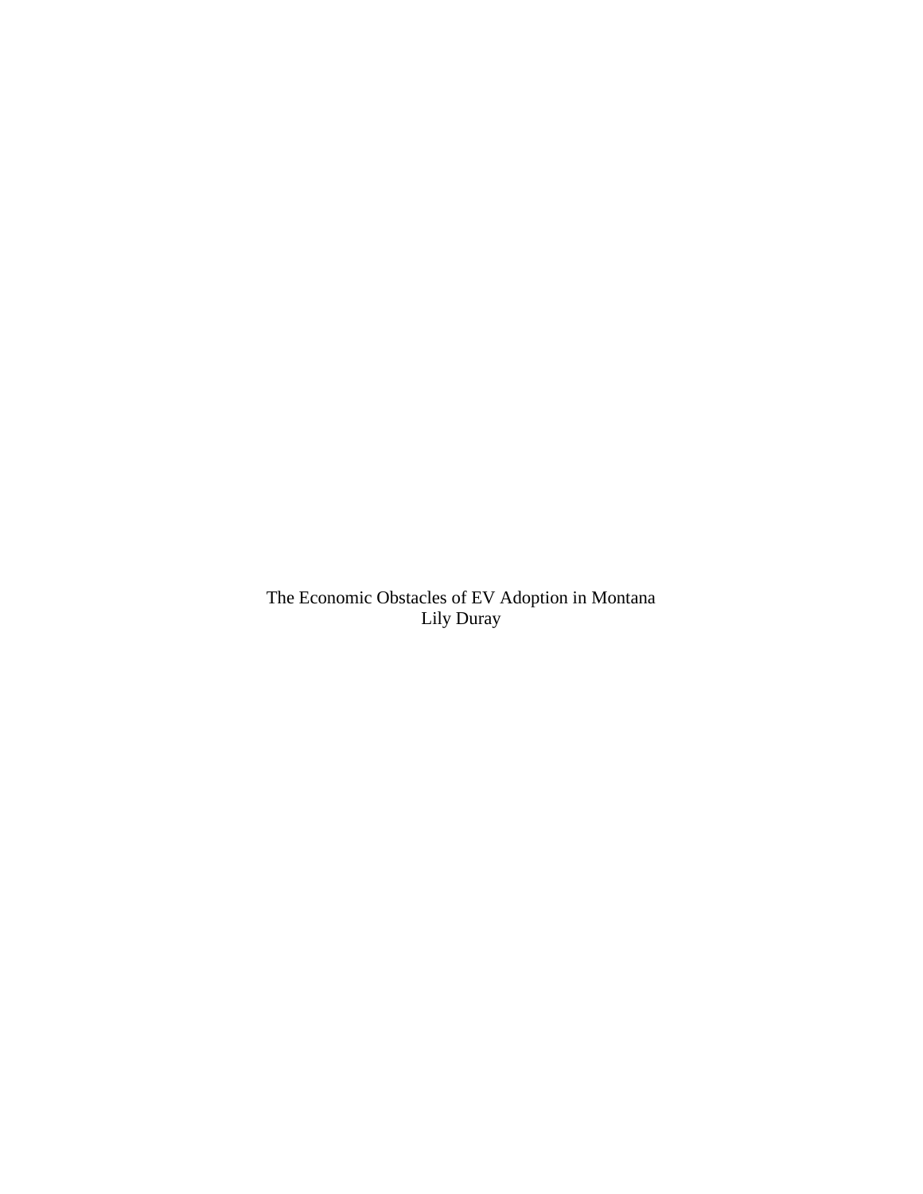The Economic Obstacles of EV Adoption in Montana

Lily Duray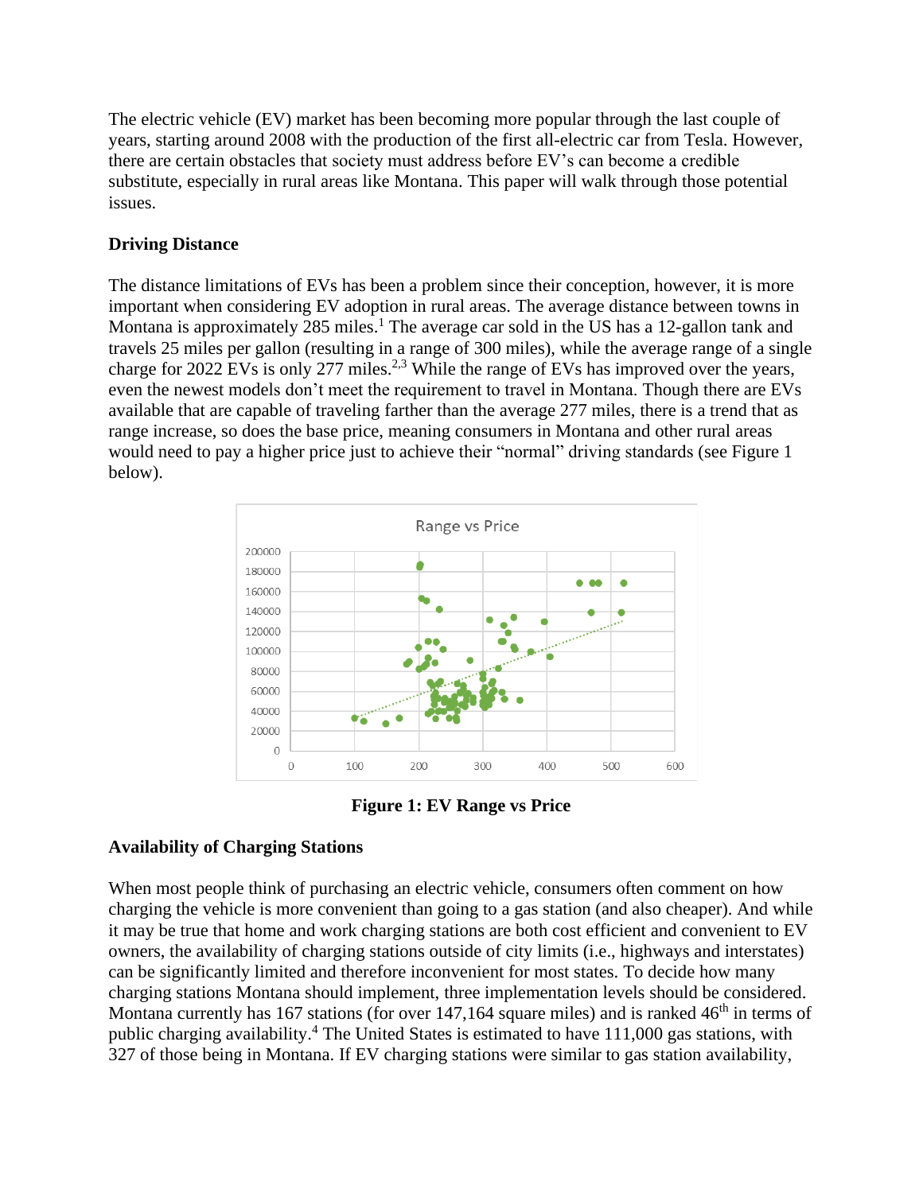The electric vehicle (EV) market has been becoming more popular through the last couple of years, starting around 2008 with the production of the first all-electric car from Tesla. However, there are certain obstacles that society must address before EV's can become a credible substitute, especially in rural areas like Montana. This paper will walk through those potential issues.

**Driving Distance**

The distance limitations of EVs has been a problem since their conception, however, it is more important when considering EV adoption in rural areas. The average distance between towns in Montana is approximately 285 miles.[1] The average car sold in the US has a 12-gallon tank and travels 25 miles per gallon (resulting in a range of 300 miles), while the average range of a single charge for 2022 EVs is only 277 miles.[2,3] While the range of EVs has improved over the years, even the newest models don't meet the requirement to travel in Montana. Though there are EVs available that are capable of traveling farther than the average 277 miles, there is a trend that as range increase, so does the base price, meaning consumers in Montana and other rural areas would need to pay a higher price just to achieve their "normal" driving standards (see Figure 1 below).

**Figure 1: EV Range vs Price**

**Availability of Charging Stations**

When most people think of purchasing an electric vehicle, consumers often comment on how charging the vehicle is more convenient than going to a gas station (and also cheaper). And while it may be true that home and work charging stations are both cost efficient and convenient to EV owners, the availability of charging stations outside of city limits (i.e., highways and interstates) can be significantly limited and therefore inconvenient for most states. To decide how many charging stations Montana should implement, three implementation levels should be considered. Montana currently has 167 stations (for over 147,164 square miles) and is ranked 46th in terms of public charging availability.[4] The United States is estimated to have 111,000 gas stations, with 327 of those being in Montana. If EV charging stations were similar to gas station availability,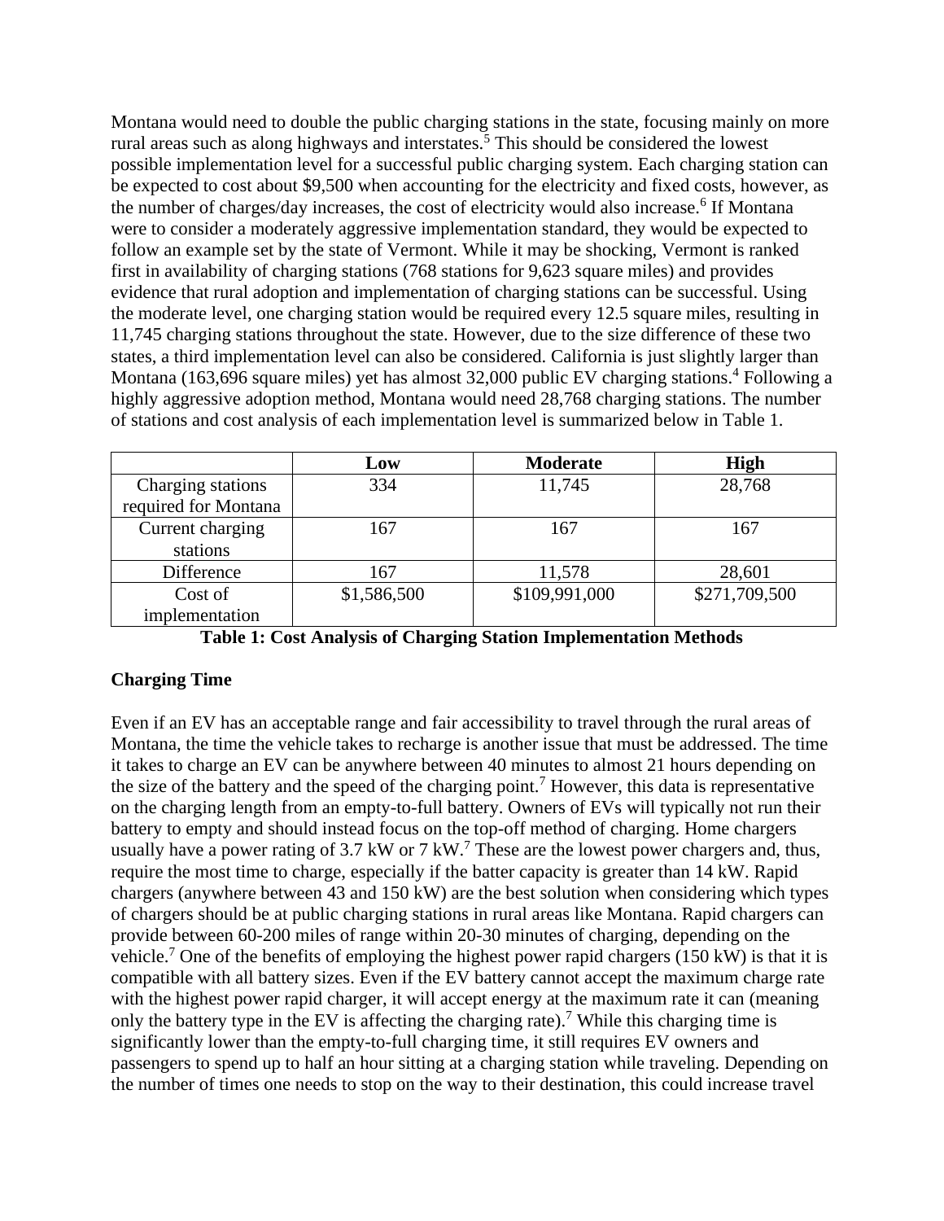Montana would need to double the public charging stations in the state, focusing mainly on more rural areas such as along highways and interstates.[5] This should be considered the lowest possible implementation level for a successful public charging system. Each charging station can be expected to cost about $9,500 when accounting for the electricity and fixed costs, however, as the number of charges/day increases, the cost of electricity would also increase.[6] If Montana were to consider a moderately aggressive implementation standard, they would be expected to follow an example set by the state of Vermont. While it may be shocking, Vermont is ranked first in availability of charging stations (768 stations for 9,623 square miles) and provides evidence that rural adoption and implementation of charging stations can be successful. Using the moderate level, one charging station would be required every 12.5 square miles, resulting in 11,745 charging stations throughout the state. However, due to the size difference of these two states, a third implementation level can also be considered. California is just slightly larger than Montana (163,696 square miles) yet has almost 32,000 public EV charging stations.[4] Following a highly aggressive adoption method, Montana would need 28,768 charging stations. The number of stations and cost analysis of each implementation level is summarized below in Table 1.

| | Low | Moderate | High |
|---|---|---|---|
| Charging stations required for Montana | 334 | 11,745 | 28,768 |
| Current charging stations | 167 | 167 | 167 |
| Difference | 167 | 11,578 | 28,601 |
| Cost of implementation | $1,586,500 | $109,991,000 | $271,709,500 |

**Table 1: Cost Analysis of Charging Station Implementation Methods**

**Charging Time**

Even if an EV has an acceptable range and fair accessibility to travel through the rural areas of Montana, the time the vehicle takes to recharge is another issue that must be addressed. The time it takes to charge an EV can be anywhere between 40 minutes to almost 21 hours depending on the size of the battery and the speed of the charging point.[7] However, this data is representative on the charging length from an empty-to-full battery. Owners of EVs will typically not run their battery to empty and should instead focus on the top-off method of charging. Home chargers usually have a power rating of 3.7 kW or 7 kW.[7] These are the lowest power chargers and, thus, require the most time to charge, especially if the batter capacity is greater than 14 kW. Rapid chargers (anywhere between 43 and 150 kW) are the best solution when considering which types of chargers should be at public charging stations in rural areas like Montana. Rapid chargers can provide between 60-200 miles of range within 20-30 minutes of charging, depending on the vehicle.[7] One of the benefits of employing the highest power rapid chargers (150 kW) is that it is compatible with all battery sizes. Even if the EV battery cannot accept the maximum charge rate with the highest power rapid charger, it will accept energy at the maximum rate it can (meaning only the battery type in the EV is affecting the charging rate).[7] While this charging time is significantly lower than the empty-to-full charging time, it still requires EV owners and passengers to spend up to half an hour sitting at a charging station while traveling. Depending on the number of times one needs to stop on the way to their destination, this could increase travel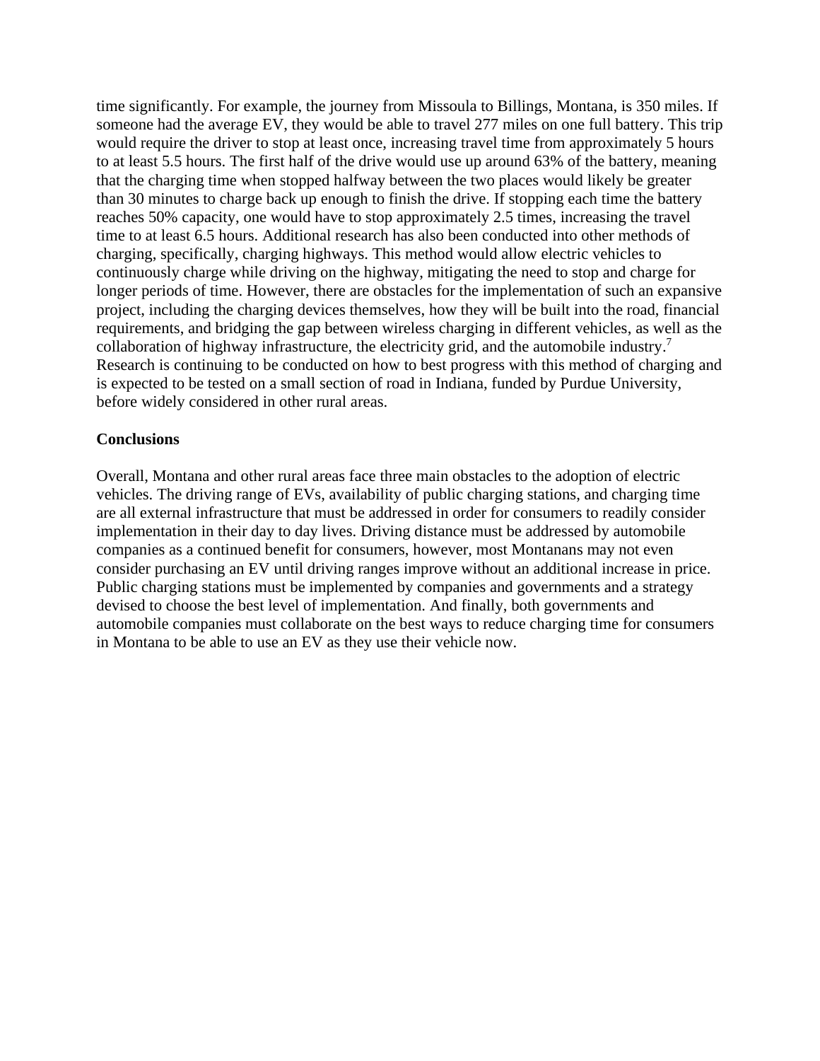time significantly. For example, the journey from Missoula to Billings, Montana, is 350 miles. If someone had the average EV, they would be able to travel 277 miles on one full battery. This trip would require the driver to stop at least once, increasing travel time from approximately 5 hours to at least 5.5 hours. The first half of the drive would use up around 63% of the battery, meaning that the charging time when stopped halfway between the two places would likely be greater than 30 minutes to charge back up enough to finish the drive. If stopping each time the battery reaches 50% capacity, one would have to stop approximately 2.5 times, increasing the travel time to at least 6.5 hours. Additional research has also been conducted into other methods of charging, specifically, charging highways. This method would allow electric vehicles to continuously charge while driving on the highway, mitigating the need to stop and charge for longer periods of time. However, there are obstacles for the implementation of such an expansive project, including the charging devices themselves, how they will be built into the road, financial requirements, and bridging the gap between wireless charging in different vehicles, as well as the collaboration of highway infrastructure, the electricity grid, and the automobile industry.[7] Research is continuing to be conducted on how to best progress with this method of charging and is expected to be tested on a small section of road in Indiana, funded by Purdue University, before widely considered in other rural areas.

**Conclusions**

Overall, Montana and other rural areas face three main obstacles to the adoption of electric vehicles. The driving range of EVs, availability of public charging stations, and charging time are all external infrastructure that must be addressed in order for consumers to readily consider implementation in their day to day lives. Driving distance must be addressed by automobile companies as a continued benefit for consumers, however, most Montanans may not even consider purchasing an EV until driving ranges improve without an additional increase in price. Public charging stations must be implemented by companies and governments and a strategy devised to choose the best level of implementation. And finally, both governments and automobile companies must collaborate on the best ways to reduce charging time for consumers in Montana to be able to use an EV as they use their vehicle now.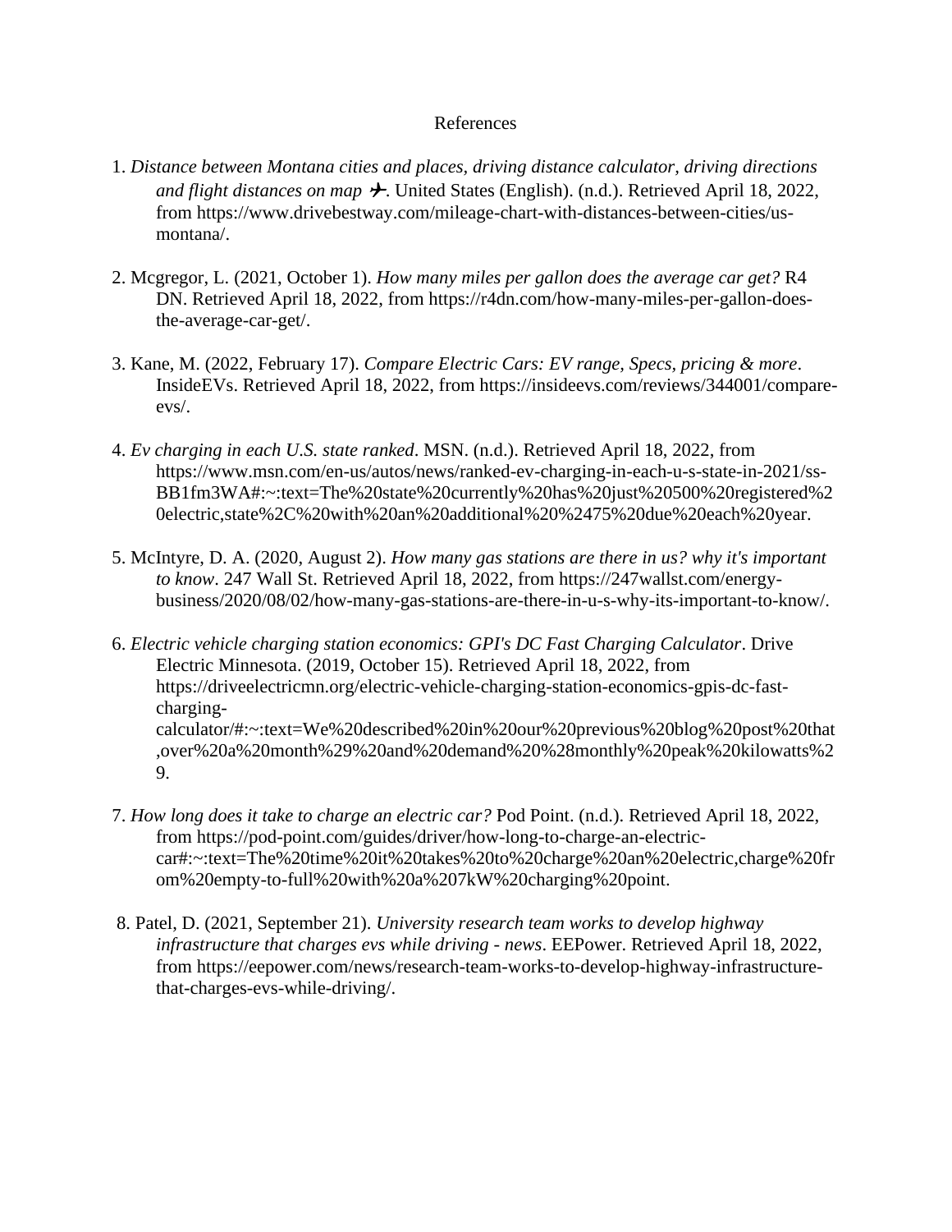# References

1. *Distance between Montana cities and places, driving distance calculator, driving directions and flight distances on map ✈*. United States (English). (n.d.). Retrieved April 18, 2022, from https://www.drivebestway.com/mileage-chart-with-distances-between-cities/us-montana/.

2. Mcgregor, L. (2021, October 1). *How many miles per gallon does the average car get?* R4 DN. Retrieved April 18, 2022, from https://r4dn.com/how-many-miles-per-gallon-does-the-average-car-get/.

3. Kane, M. (2022, February 17). *Compare Electric Cars: EV range, Specs, pricing & more*. InsideEVs. Retrieved April 18, 2022, from https://insideevs.com/reviews/344001/compare-evs/.

4. *Ev charging in each U.S. state ranked*. MSN. (n.d.). Retrieved April 18, 2022, from https://www.msn.com/en-us/autos/news/ranked-ev-charging-in-each-u-s-state-in-2021/ss-BB1fm3WA#:~:text=The%20state%20currently%20has%20just%20500%20registered%20electric,state%2C%20with%20an%20additional%20%2475%20due%20each%20year.

5. McIntyre, D. A. (2020, August 2). *How many gas stations are there in us? why it's important to know*. 247 Wall St. Retrieved April 18, 2022, from https://247wallst.com/energy-business/2020/08/02/how-many-gas-stations-are-there-in-u-s-why-its-important-to-know/.

6. *Electric vehicle charging station economics: GPI's DC Fast Charging Calculator*. Drive Electric Minnesota. (2019, October 15). Retrieved April 18, 2022, from https://driveelectricmn.org/electric-vehicle-charging-station-economics-gpis-dc-fast-charging-calculator/#:~:text=We%20described%20in%20our%20previous%20blog%20post%20that,over%20a%20month%29%20and%20demand%20%28monthly%20peak%20kilowatts%29.

7. *How long does it take to charge an electric car?* Pod Point. (n.d.). Retrieved April 18, 2022, from https://pod-point.com/guides/driver/how-long-to-charge-an-electric-car#:~:text=The%20time%20it%20takes%20to%20charge%20an%20electric,charge%20from%20empty-to-full%20with%20a%207kW%20charging%20point.

8. Patel, D. (2021, September 21). *University research team works to develop highway infrastructure that charges evs while driving - news*. EEPower. Retrieved April 18, 2022, from https://eepower.com/news/research-team-works-to-develop-highway-infrastructure-that-charges-evs-while-driving/.